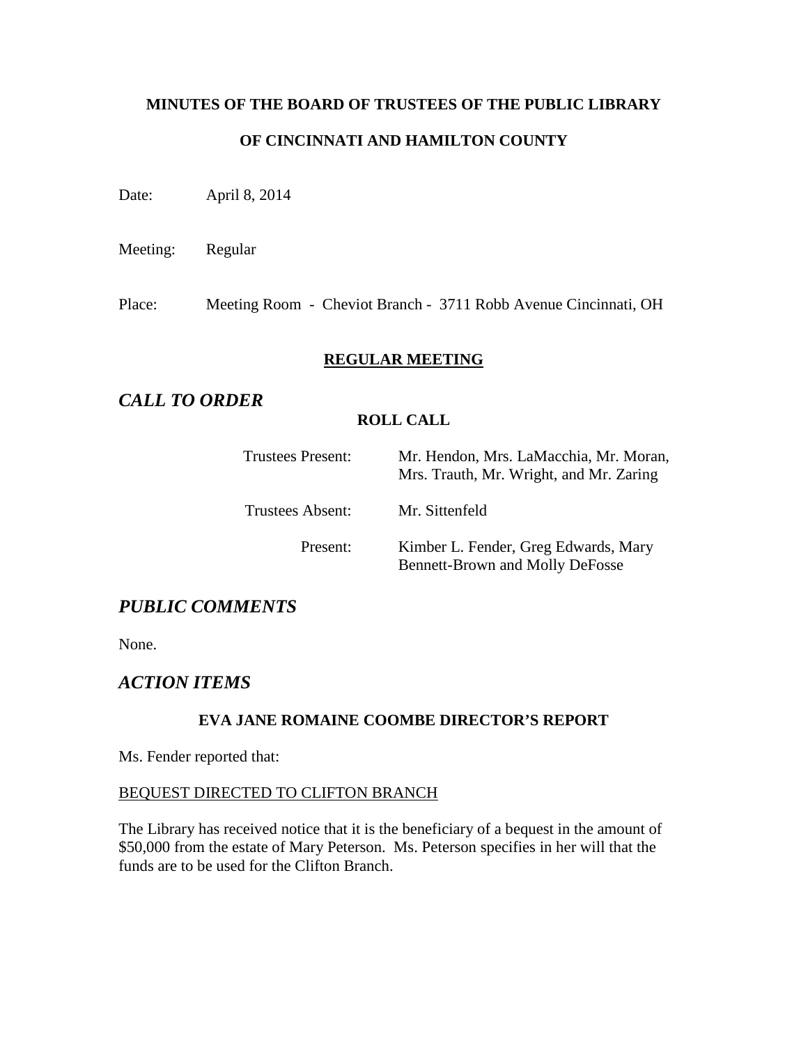**MINUTES OF THE BOARD OF TRUSTEES OF THE PUBLIC LIBRARY**

**OF CINCINNATI AND HAMILTON COUNTY**

Date: April 8, 2014

Meeting: Regular

Place: Meeting Room - Cheviot Branch - 3711 Robb Avenue Cincinnati, OH

**REGULAR MEETING**

## *CALL TO ORDER*

**ROLL CALL**

| | |
|---|---|
| Trustees Present: | Mr. Hendon, Mrs. LaMacchia, Mr. Moran, Mrs. Trauth, Mr. Wright, and Mr. Zaring |
| Trustees Absent: | Mr. Sittenfeld |
| Present: | Kimber L. Fender, Greg Edwards, Mary Bennett-Brown and Molly DeFosse |

## *PUBLIC COMMENTS*

None.

## *ACTION ITEMS*

**EVA JANE ROMAINE COOMBE DIRECTOR'S REPORT**

Ms. Fender reported that:

BEQUEST DIRECTED TO CLIFTON BRANCH

The Library has received notice that it is the beneficiary of a bequest in the amount of $50,000 from the estate of Mary Peterson. Ms. Peterson specifies in her will that the funds are to be used for the Clifton Branch.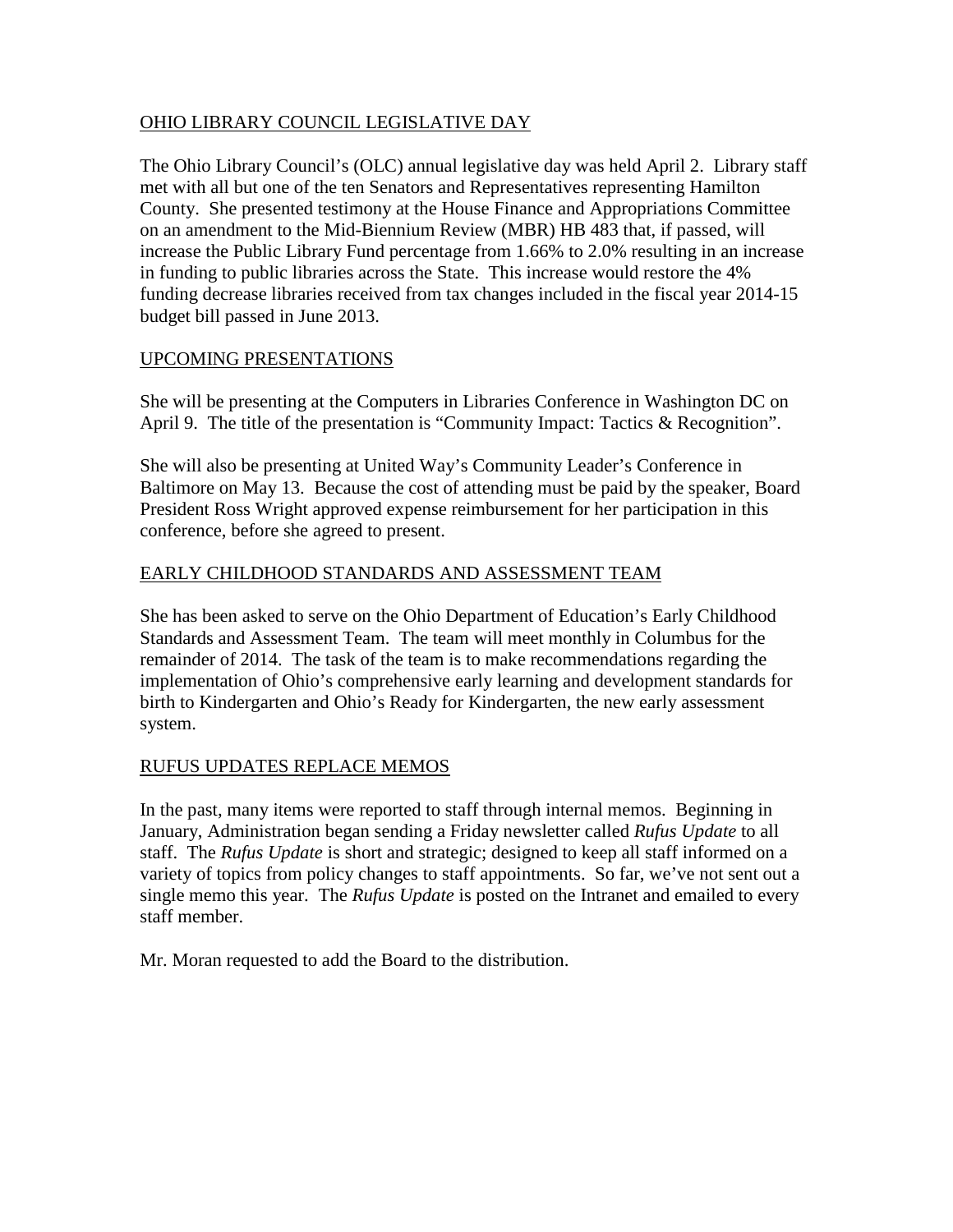## OHIO LIBRARY COUNCIL LEGISLATIVE DAY

The Ohio Library Council's (OLC) annual legislative day was held April 2. Library staff met with all but one of the ten Senators and Representatives representing Hamilton County. She presented testimony at the House Finance and Appropriations Committee on an amendment to the Mid-Biennium Review (MBR) HB 483 that, if passed, will increase the Public Library Fund percentage from 1.66% to 2.0% resulting in an increase in funding to public libraries across the State. This increase would restore the 4% funding decrease libraries received from tax changes included in the fiscal year 2014-15 budget bill passed in June 2013.

## UPCOMING PRESENTATIONS

She will be presenting at the Computers in Libraries Conference in Washington DC on April 9. The title of the presentation is "Community Impact: Tactics & Recognition".

She will also be presenting at United Way's Community Leader's Conference in Baltimore on May 13. Because the cost of attending must be paid by the speaker, Board President Ross Wright approved expense reimbursement for her participation in this conference, before she agreed to present.

## EARLY CHILDHOOD STANDARDS AND ASSESSMENT TEAM

She has been asked to serve on the Ohio Department of Education's Early Childhood Standards and Assessment Team. The team will meet monthly in Columbus for the remainder of 2014. The task of the team is to make recommendations regarding the implementation of Ohio's comprehensive early learning and development standards for birth to Kindergarten and Ohio's Ready for Kindergarten, the new early assessment system.

## RUFUS UPDATES REPLACE MEMOS

In the past, many items were reported to staff through internal memos. Beginning in January, Administration began sending a Friday newsletter called *Rufus Update* to all staff. The *Rufus Update* is short and strategic; designed to keep all staff informed on a variety of topics from policy changes to staff appointments. So far, we've not sent out a single memo this year. The *Rufus Update* is posted on the Intranet and emailed to every staff member.

Mr. Moran requested to add the Board to the distribution.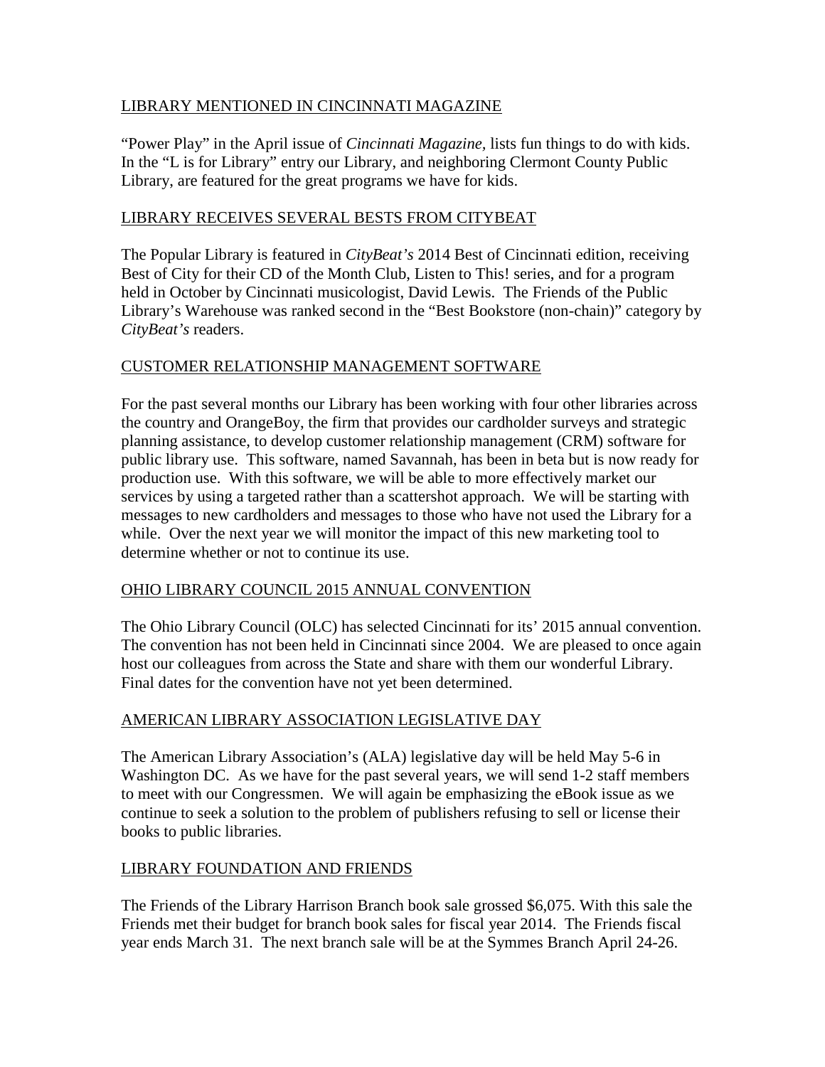## LIBRARY MENTIONED IN CINCINNATI MAGAZINE

"Power Play" in the April issue of *Cincinnati Magazine*, lists fun things to do with kids. In the "L is for Library" entry our Library, and neighboring Clermont County Public Library, are featured for the great programs we have for kids.

## LIBRARY RECEIVES SEVERAL BESTS FROM CITYBEAT

The Popular Library is featured in *CityBeat's* 2014 Best of Cincinnati edition, receiving Best of City for their CD of the Month Club, Listen to This! series, and for a program held in October by Cincinnati musicologist, David Lewis. The Friends of the Public Library's Warehouse was ranked second in the "Best Bookstore (non-chain)" category by *CityBeat's* readers.

## CUSTOMER RELATIONSHIP MANAGEMENT SOFTWARE

For the past several months our Library has been working with four other libraries across the country and OrangeBoy, the firm that provides our cardholder surveys and strategic planning assistance, to develop customer relationship management (CRM) software for public library use. This software, named Savannah, has been in beta but is now ready for production use. With this software, we will be able to more effectively market our services by using a targeted rather than a scattershot approach. We will be starting with messages to new cardholders and messages to those who have not used the Library for a while. Over the next year we will monitor the impact of this new marketing tool to determine whether or not to continue its use.

## OHIO LIBRARY COUNCIL 2015 ANNUAL CONVENTION

The Ohio Library Council (OLC) has selected Cincinnati for its' 2015 annual convention. The convention has not been held in Cincinnati since 2004. We are pleased to once again host our colleagues from across the State and share with them our wonderful Library. Final dates for the convention have not yet been determined.

## AMERICAN LIBRARY ASSOCIATION LEGISLATIVE DAY

The American Library Association's (ALA) legislative day will be held May 5-6 in Washington DC. As we have for the past several years, we will send 1-2 staff members to meet with our Congressmen. We will again be emphasizing the eBook issue as we continue to seek a solution to the problem of publishers refusing to sell or license their books to public libraries.

## LIBRARY FOUNDATION AND FRIENDS

The Friends of the Library Harrison Branch book sale grossed $6,075. With this sale the Friends met their budget for branch book sales for fiscal year 2014. The Friends fiscal year ends March 31. The next branch sale will be at the Symmes Branch April 24-26.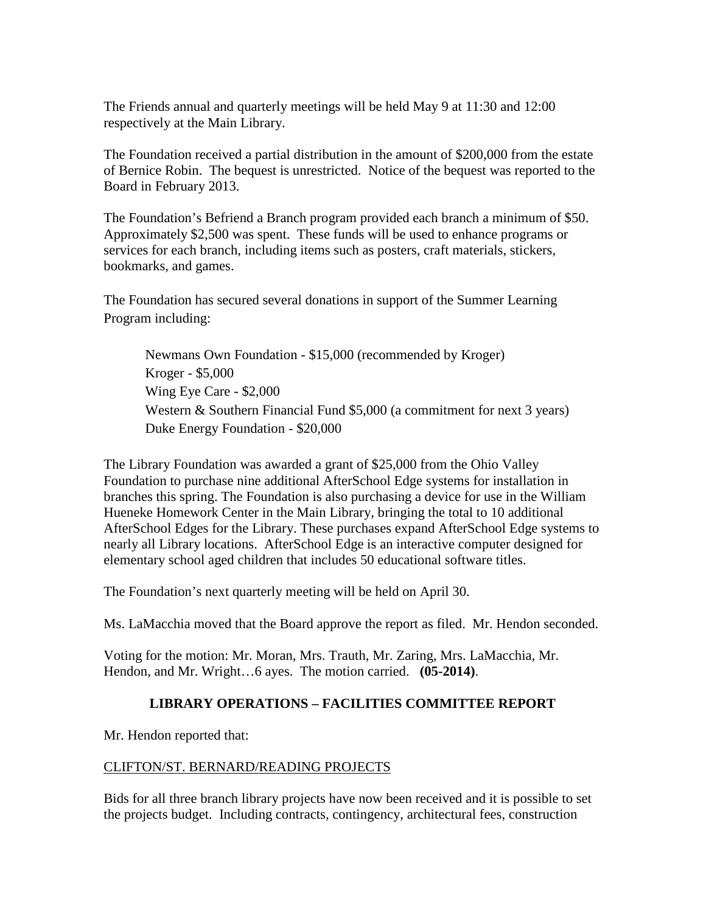The Friends annual and quarterly meetings will be held May 9 at 11:30 and 12:00 respectively at the Main Library.

The Foundation received a partial distribution in the amount of $200,000 from the estate of Bernice Robin. The bequest is unrestricted. Notice of the bequest was reported to the Board in February 2013.

The Foundation's Befriend a Branch program provided each branch a minimum of $50. Approximately $2,500 was spent. These funds will be used to enhance programs or services for each branch, including items such as posters, craft materials, stickers, bookmarks, and games.

The Foundation has secured several donations in support of the Summer Learning Program including:

> Newmans Own Foundation - $15,000 (recommended by Kroger)
> Kroger - $5,000
> Wing Eye Care - $2,000
> Western & Southern Financial Fund $5,000 (a commitment for next 3 years)
> Duke Energy Foundation - $20,000

The Library Foundation was awarded a grant of $25,000 from the Ohio Valley Foundation to purchase nine additional AfterSchool Edge systems for installation in branches this spring. The Foundation is also purchasing a device for use in the William Hueneke Homework Center in the Main Library, bringing the total to 10 additional AfterSchool Edges for the Library. These purchases expand AfterSchool Edge systems to nearly all Library locations. AfterSchool Edge is an interactive computer designed for elementary school aged children that includes 50 educational software titles.

The Foundation's next quarterly meeting will be held on April 30.

Ms. LaMacchia moved that the Board approve the report as filed. Mr. Hendon seconded.

Voting for the motion: Mr. Moran, Mrs. Trauth, Mr. Zaring, Mrs. LaMacchia, Mr. Hendon, and Mr. Wright…6 ayes. The motion carried. **(05-2014)**.

## LIBRARY OPERATIONS – FACILITIES COMMITTEE REPORT

Mr. Hendon reported that:

CLIFTON/ST. BERNARD/READING PROJECTS

Bids for all three branch library projects have now been received and it is possible to set the projects budget. Including contracts, contingency, architectural fees, construction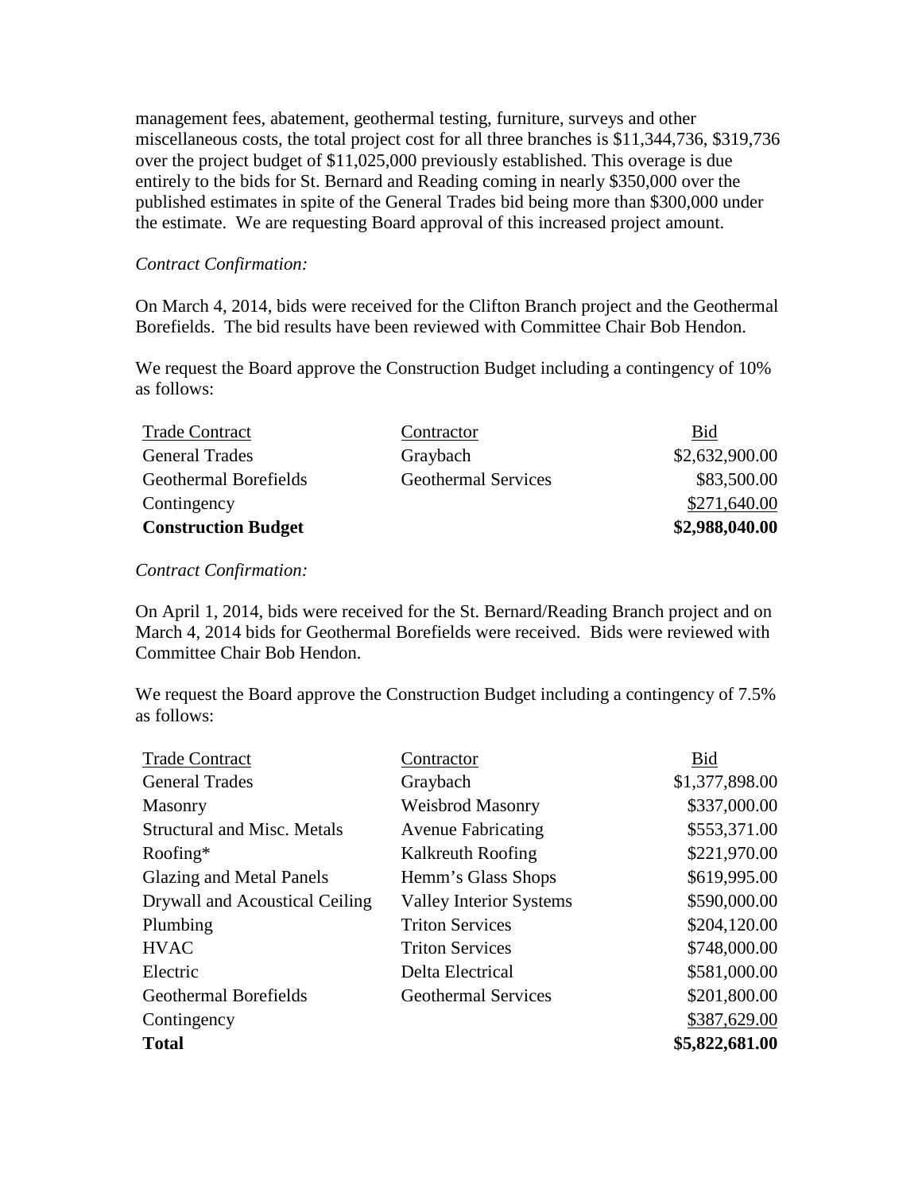management fees, abatement, geothermal testing, furniture, surveys and other miscellaneous costs, the total project cost for all three branches is $11,344,736, $319,736 over the project budget of $11,025,000 previously established. This overage is due entirely to the bids for St. Bernard and Reading coming in nearly $350,000 over the published estimates in spite of the General Trades bid being more than $300,000 under the estimate. We are requesting Board approval of this increased project amount.

*Contract Confirmation:*

On March 4, 2014, bids were received for the Clifton Branch project and the Geothermal Borefields. The bid results have been reviewed with Committee Chair Bob Hendon.

We request the Board approve the Construction Budget including a contingency of 10% as follows:

| Trade Contract | Contractor | Bid |
|---|---|---|
| General Trades | Graybach | $2,632,900.00 |
| Geothermal Borefields | Geothermal Services | $83,500.00 |
| Contingency | | $271,640.00 |
| **Construction Budget** | | **$2,988,040.00** |

*Contract Confirmation:*

On April 1, 2014, bids were received for the St. Bernard/Reading Branch project and on March 4, 2014 bids for Geothermal Borefields were received. Bids were reviewed with Committee Chair Bob Hendon.

We request the Board approve the Construction Budget including a contingency of 7.5% as follows:

| Trade Contract | Contractor | Bid |
|---|---|---|
| General Trades | Graybach | $1,377,898.00 |
| Masonry | Weisbrod Masonry | $337,000.00 |
| Structural and Misc. Metals | Avenue Fabricating | $553,371.00 |
| Roofing* | Kalkreuth Roofing | $221,970.00 |
| Glazing and Metal Panels | Hemm's Glass Shops | $619,995.00 |
| Drywall and Acoustical Ceiling | Valley Interior Systems | $590,000.00 |
| Plumbing | Triton Services | $204,120.00 |
| HVAC | Triton Services | $748,000.00 |
| Electric | Delta Electrical | $581,000.00 |
| Geothermal Borefields | Geothermal Services | $201,800.00 |
| Contingency | | $387,629.00 |
| **Total** | | **$5,822,681.00** |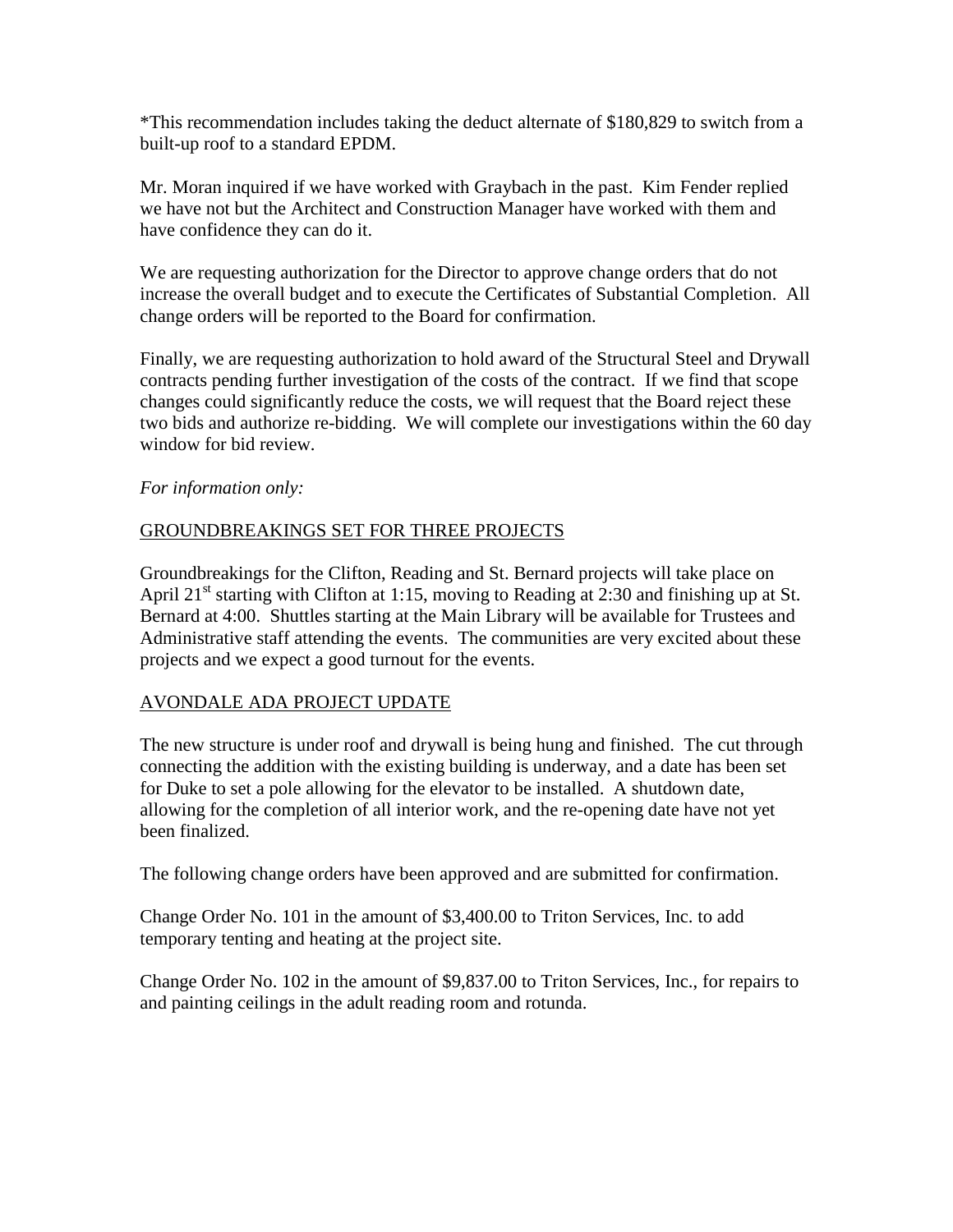*This recommendation includes taking the deduct alternate of $180,829 to switch from a built-up roof to a standard EPDM.

Mr. Moran inquired if we have worked with Graybach in the past. Kim Fender replied we have not but the Architect and Construction Manager have worked with them and have confidence they can do it.

We are requesting authorization for the Director to approve change orders that do not increase the overall budget and to execute the Certificates of Substantial Completion. All change orders will be reported to the Board for confirmation.

Finally, we are requesting authorization to hold award of the Structural Steel and Drywall contracts pending further investigation of the costs of the contract. If we find that scope changes could significantly reduce the costs, we will request that the Board reject these two bids and authorize re-bidding. We will complete our investigations within the 60 day window for bid review.

*For information only:*

GROUNDBREAKINGS SET FOR THREE PROJECTS

Groundbreakings for the Clifton, Reading and St. Bernard projects will take place on April 21st starting with Clifton at 1:15, moving to Reading at 2:30 and finishing up at St. Bernard at 4:00. Shuttles starting at the Main Library will be available for Trustees and Administrative staff attending the events. The communities are very excited about these projects and we expect a good turnout for the events.

AVONDALE ADA PROJECT UPDATE

The new structure is under roof and drywall is being hung and finished. The cut through connecting the addition with the existing building is underway, and a date has been set for Duke to set a pole allowing for the elevator to be installed. A shutdown date, allowing for the completion of all interior work, and the re-opening date have not yet been finalized.

The following change orders have been approved and are submitted for confirmation.

Change Order No. 101 in the amount of $3,400.00 to Triton Services, Inc. to add temporary tenting and heating at the project site.

Change Order No. 102 in the amount of $9,837.00 to Triton Services, Inc., for repairs to and painting ceilings in the adult reading room and rotunda.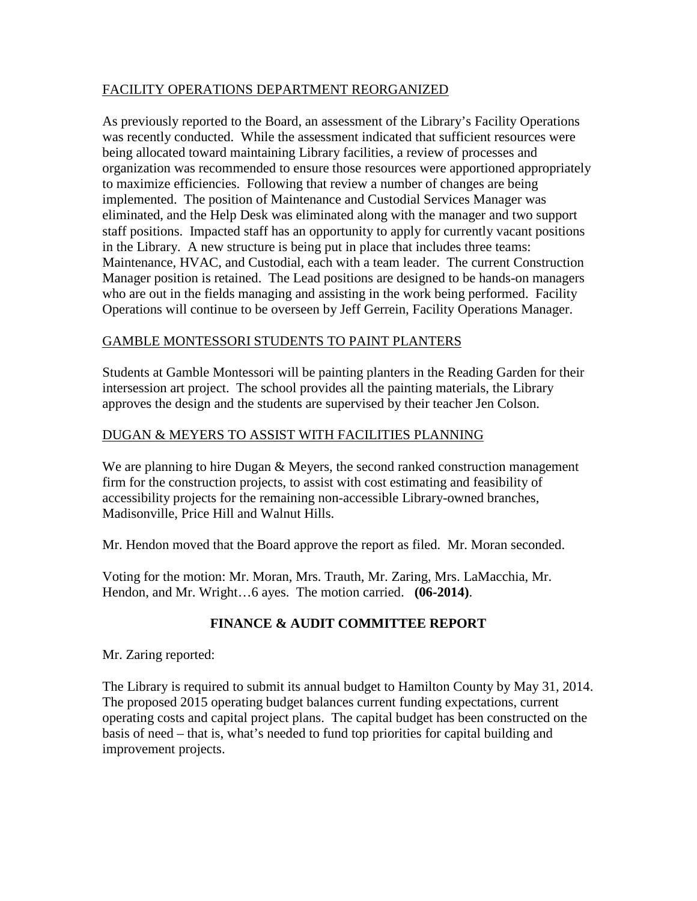FACILITY OPERATIONS DEPARTMENT REORGANIZED

As previously reported to the Board, an assessment of the Library's Facility Operations was recently conducted. While the assessment indicated that sufficient resources were being allocated toward maintaining Library facilities, a review of processes and organization was recommended to ensure those resources were apportioned appropriately to maximize efficiencies. Following that review a number of changes are being implemented. The position of Maintenance and Custodial Services Manager was eliminated, and the Help Desk was eliminated along with the manager and two support staff positions. Impacted staff has an opportunity to apply for currently vacant positions in the Library. A new structure is being put in place that includes three teams: Maintenance, HVAC, and Custodial, each with a team leader. The current Construction Manager position is retained. The Lead positions are designed to be hands-on managers who are out in the fields managing and assisting in the work being performed. Facility Operations will continue to be overseen by Jeff Gerrein, Facility Operations Manager.

GAMBLE MONTESSORI STUDENTS TO PAINT PLANTERS

Students at Gamble Montessori will be painting planters in the Reading Garden for their intersession art project. The school provides all the painting materials, the Library approves the design and the students are supervised by their teacher Jen Colson.

DUGAN & MEYERS TO ASSIST WITH FACILITIES PLANNING

We are planning to hire Dugan & Meyers, the second ranked construction management firm for the construction projects, to assist with cost estimating and feasibility of accessibility projects for the remaining non-accessible Library-owned branches, Madisonville, Price Hill and Walnut Hills.

Mr. Hendon moved that the Board approve the report as filed. Mr. Moran seconded.

Voting for the motion: Mr. Moran, Mrs. Trauth, Mr. Zaring, Mrs. LaMacchia, Mr. Hendon, and Mr. Wright…6 ayes. The motion carried. **(06-2014)**.

## FINANCE & AUDIT COMMITTEE REPORT

Mr. Zaring reported:

The Library is required to submit its annual budget to Hamilton County by May 31, 2014. The proposed 2015 operating budget balances current funding expectations, current operating costs and capital project plans. The capital budget has been constructed on the basis of need – that is, what's needed to fund top priorities for capital building and improvement projects.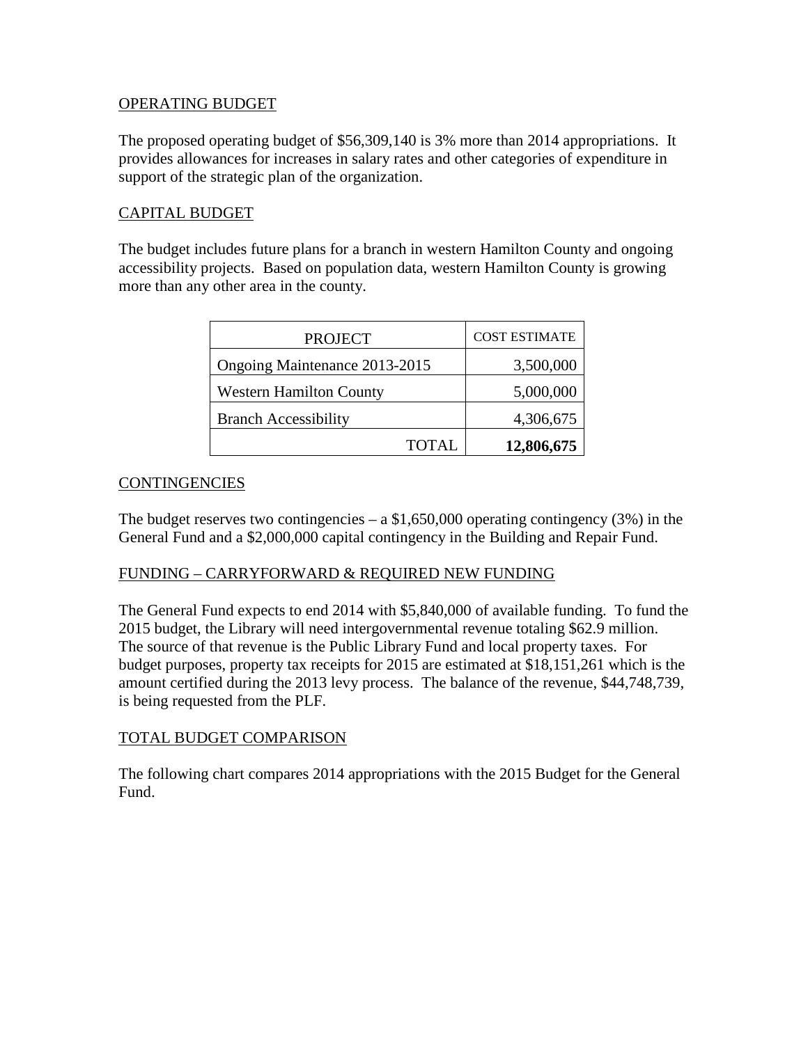## OPERATING BUDGET

The proposed operating budget of $56,309,140 is 3% more than 2014 appropriations. It provides allowances for increases in salary rates and other categories of expenditure in support of the strategic plan of the organization.

## CAPITAL BUDGET

The budget includes future plans for a branch in western Hamilton County and ongoing accessibility projects. Based on population data, western Hamilton County is growing more than any other area in the county.

| PROJECT | COST ESTIMATE |
|---|---:|
| Ongoing Maintenance 2013-2015 | 3,500,000 |
| Western Hamilton County | 5,000,000 |
| Branch Accessibility | 4,306,675 |
| TOTAL | **12,806,675** |

## CONTINGENCIES

The budget reserves two contingencies – a $1,650,000 operating contingency (3%) in the General Fund and a $2,000,000 capital contingency in the Building and Repair Fund.

## FUNDING – CARRYFORWARD & REQUIRED NEW FUNDING

The General Fund expects to end 2014 with $5,840,000 of available funding. To fund the 2015 budget, the Library will need intergovernmental revenue totaling $62.9 million. The source of that revenue is the Public Library Fund and local property taxes. For budget purposes, property tax receipts for 2015 are estimated at $18,151,261 which is the amount certified during the 2013 levy process. The balance of the revenue, $44,748,739, is being requested from the PLF.

## TOTAL BUDGET COMPARISON

The following chart compares 2014 appropriations with the 2015 Budget for the General Fund.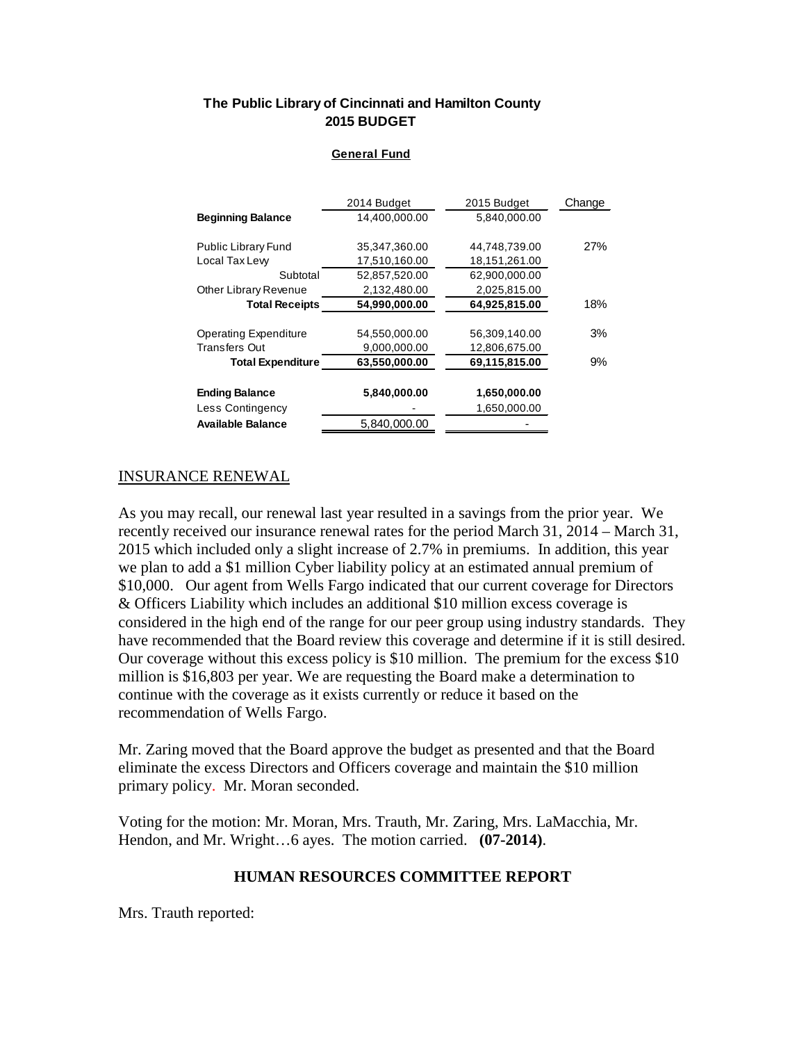**The Public Library of Cincinnati and Hamilton County**
**2015 BUDGET**

**General Fund**

| | 2014 Budget | 2015 Budget | Change |
|---|---|---|---|
| **Beginning Balance** | 14,400,000.00 | 5,840,000.00 | |
| | | | |
| Public Library Fund | 35,347,360.00 | 44,748,739.00 | 27% |
| Local Tax Levy | 17,510,160.00 | 18,151,261.00 | |
| Subtotal | 52,857,520.00 | 62,900,000.00 | |
| Other Library Revenue | 2,132,480.00 | 2,025,815.00 | |
| **Total Receipts** | **54,990,000.00** | **64,925,815.00** | 18% |
| | | | |
| Operating Expenditure | 54,550,000.00 | 56,309,140.00 | 3% |
| Transfers Out | 9,000,000.00 | 12,806,675.00 | |
| **Total Expenditure** | **63,550,000.00** | **69,115,815.00** | 9% |
| | | | |
| **Ending Balance** | **5,840,000.00** | **1,650,000.00** | |
| Less Contingency | - | 1,650,000.00 | |
| **Available Balance** | 5,840,000.00 | - | |

INSURANCE RENEWAL

As you may recall, our renewal last year resulted in a savings from the prior year. We recently received our insurance renewal rates for the period March 31, 2014 – March 31, 2015 which included only a slight increase of 2.7% in premiums. In addition, this year we plan to add a $1 million Cyber liability policy at an estimated annual premium of $10,000. Our agent from Wells Fargo indicated that our current coverage for Directors & Officers Liability which includes an additional $10 million excess coverage is considered in the high end of the range for our peer group using industry standards. They have recommended that the Board review this coverage and determine if it is still desired. Our coverage without this excess policy is $10 million. The premium for the excess $10 million is $16,803 per year. We are requesting the Board make a determination to continue with the coverage as it exists currently or reduce it based on the recommendation of Wells Fargo.

Mr. Zaring moved that the Board approve the budget as presented and that the Board eliminate the excess Directors and Officers coverage and maintain the $10 million primary policy. Mr. Moran seconded.

Voting for the motion: Mr. Moran, Mrs. Trauth, Mr. Zaring, Mrs. LaMacchia, Mr. Hendon, and Mr. Wright…6 ayes. The motion carried. **(07-2014)**.

## HUMAN RESOURCES COMMITTEE REPORT

Mrs. Trauth reported: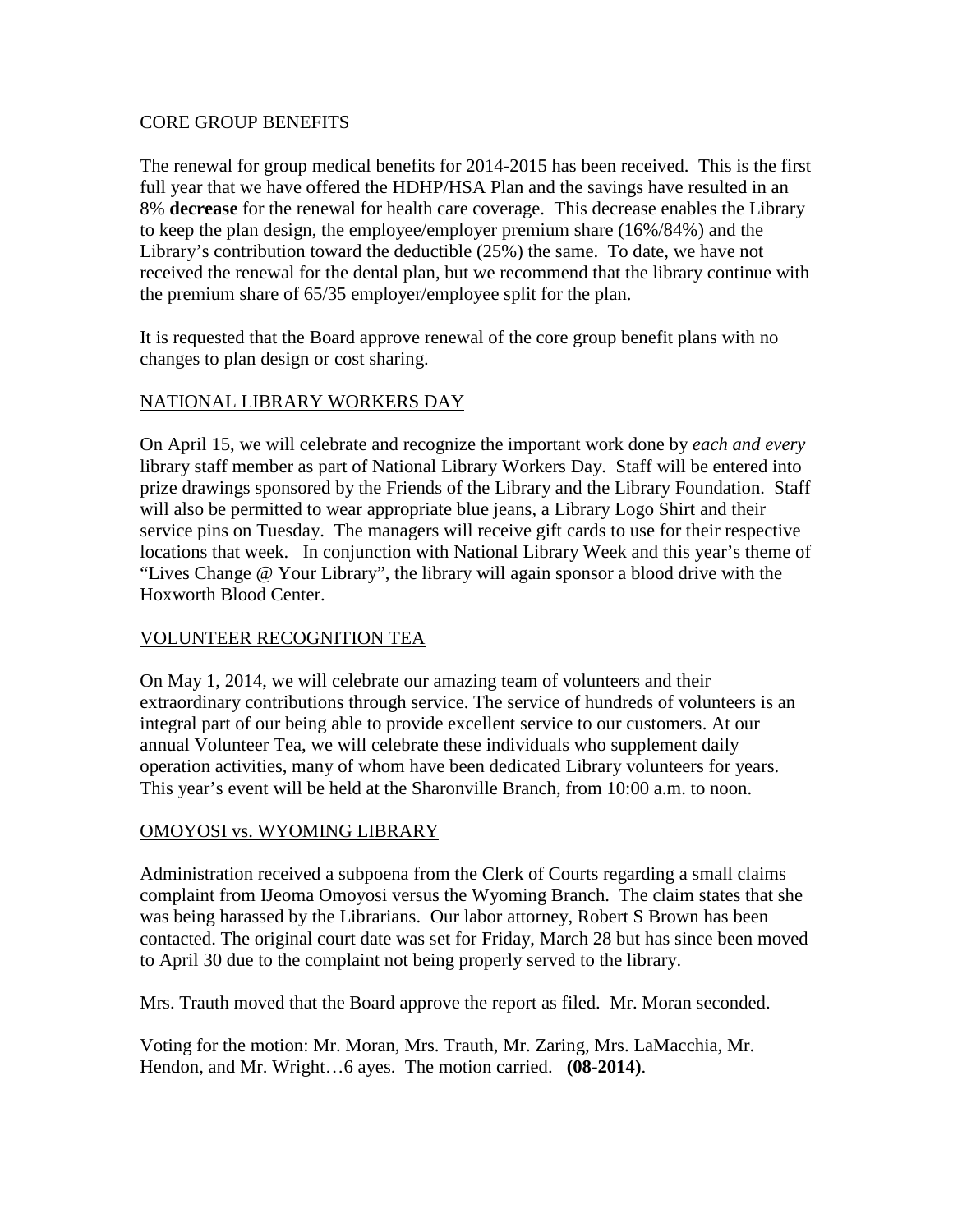## CORE GROUP BENEFITS

The renewal for group medical benefits for 2014-2015 has been received. This is the first full year that we have offered the HDHP/HSA Plan and the savings have resulted in an 8% **decrease** for the renewal for health care coverage. This decrease enables the Library to keep the plan design, the employee/employer premium share (16%/84%) and the Library's contribution toward the deductible (25%) the same. To date, we have not received the renewal for the dental plan, but we recommend that the library continue with the premium share of 65/35 employer/employee split for the plan.

It is requested that the Board approve renewal of the core group benefit plans with no changes to plan design or cost sharing.

## NATIONAL LIBRARY WORKERS DAY

On April 15, we will celebrate and recognize the important work done by *each and every* library staff member as part of National Library Workers Day. Staff will be entered into prize drawings sponsored by the Friends of the Library and the Library Foundation. Staff will also be permitted to wear appropriate blue jeans, a Library Logo Shirt and their service pins on Tuesday. The managers will receive gift cards to use for their respective locations that week. In conjunction with National Library Week and this year's theme of "Lives Change @ Your Library", the library will again sponsor a blood drive with the Hoxworth Blood Center.

## VOLUNTEER RECOGNITION TEA

On May 1, 2014, we will celebrate our amazing team of volunteers and their extraordinary contributions through service. The service of hundreds of volunteers is an integral part of our being able to provide excellent service to our customers. At our annual Volunteer Tea, we will celebrate these individuals who supplement daily operation activities, many of whom have been dedicated Library volunteers for years. This year's event will be held at the Sharonville Branch, from 10:00 a.m. to noon.

## OMOYOSI vs. WYOMING LIBRARY

Administration received a subpoena from the Clerk of Courts regarding a small claims complaint from IJeoma Omoyosi versus the Wyoming Branch. The claim states that she was being harassed by the Librarians. Our labor attorney, Robert S Brown has been contacted. The original court date was set for Friday, March 28 but has since been moved to April 30 due to the complaint not being properly served to the library.

Mrs. Trauth moved that the Board approve the report as filed. Mr. Moran seconded.

Voting for the motion: Mr. Moran, Mrs. Trauth, Mr. Zaring, Mrs. LaMacchia, Mr. Hendon, and Mr. Wright…6 ayes. The motion carried. **(08-2014)**.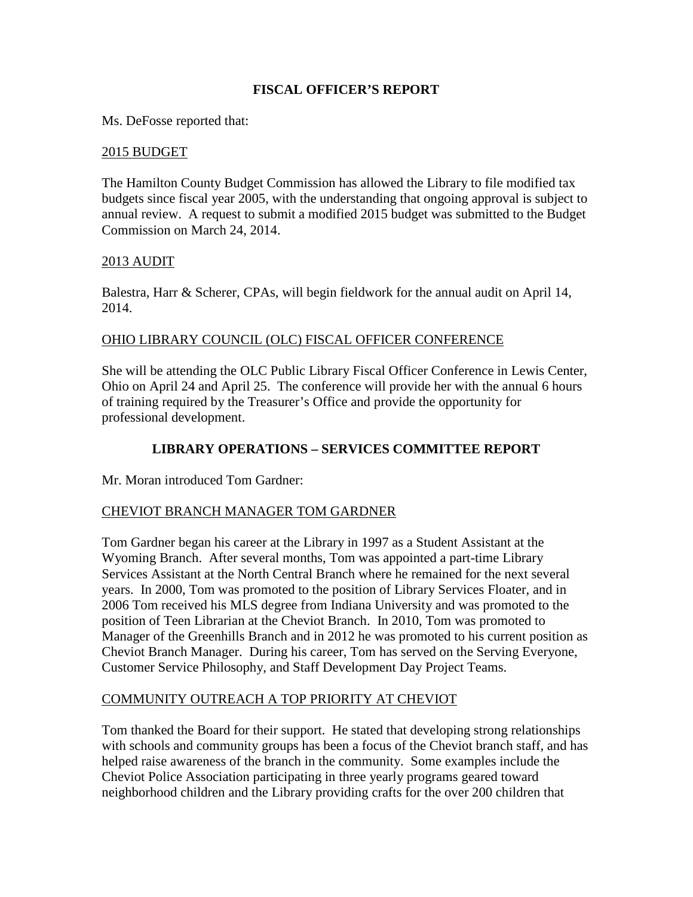## FISCAL OFFICER'S REPORT

Ms. DeFosse reported that:

### 2015 BUDGET

The Hamilton County Budget Commission has allowed the Library to file modified tax budgets since fiscal year 2005, with the understanding that ongoing approval is subject to annual review. A request to submit a modified 2015 budget was submitted to the Budget Commission on March 24, 2014.

### 2013 AUDIT

Balestra, Harr & Scherer, CPAs, will begin fieldwork for the annual audit on April 14, 2014.

### OHIO LIBRARY COUNCIL (OLC) FISCAL OFFICER CONFERENCE

She will be attending the OLC Public Library Fiscal Officer Conference in Lewis Center, Ohio on April 24 and April 25. The conference will provide her with the annual 6 hours of training required by the Treasurer's Office and provide the opportunity for professional development.

## LIBRARY OPERATIONS – SERVICES COMMITTEE REPORT

Mr. Moran introduced Tom Gardner:

### CHEVIOT BRANCH MANAGER TOM GARDNER

Tom Gardner began his career at the Library in 1997 as a Student Assistant at the Wyoming Branch. After several months, Tom was appointed a part-time Library Services Assistant at the North Central Branch where he remained for the next several years. In 2000, Tom was promoted to the position of Library Services Floater, and in 2006 Tom received his MLS degree from Indiana University and was promoted to the position of Teen Librarian at the Cheviot Branch. In 2010, Tom was promoted to Manager of the Greenhills Branch and in 2012 he was promoted to his current position as Cheviot Branch Manager. During his career, Tom has served on the Serving Everyone, Customer Service Philosophy, and Staff Development Day Project Teams.

### COMMUNITY OUTREACH A TOP PRIORITY AT CHEVIOT

Tom thanked the Board for their support. He stated that developing strong relationships with schools and community groups has been a focus of the Cheviot branch staff, and has helped raise awareness of the branch in the community. Some examples include the Cheviot Police Association participating in three yearly programs geared toward neighborhood children and the Library providing crafts for the over 200 children that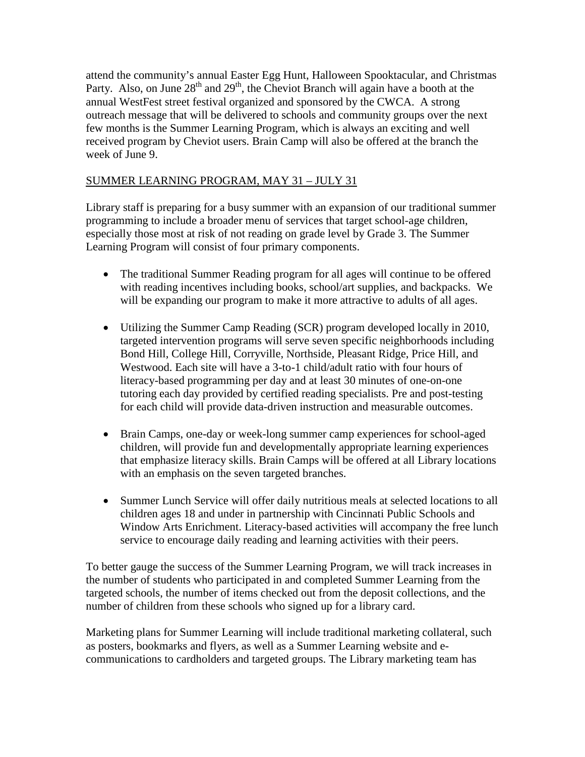attend the community's annual Easter Egg Hunt, Halloween Spooktacular, and Christmas Party. Also, on June 28th and 29th, the Cheviot Branch will again have a booth at the annual WestFest street festival organized and sponsored by the CWCA. A strong outreach message that will be delivered to schools and community groups over the next few months is the Summer Learning Program, which is always an exciting and well received program by Cheviot users. Brain Camp will also be offered at the branch the week of June 9.

## SUMMER LEARNING PROGRAM, MAY 31 – JULY 31

Library staff is preparing for a busy summer with an expansion of our traditional summer programming to include a broader menu of services that target school-age children, especially those most at risk of not reading on grade level by Grade 3. The Summer Learning Program will consist of four primary components.

- The traditional Summer Reading program for all ages will continue to be offered with reading incentives including books, school/art supplies, and backpacks. We will be expanding our program to make it more attractive to adults of all ages.

- Utilizing the Summer Camp Reading (SCR) program developed locally in 2010, targeted intervention programs will serve seven specific neighborhoods including Bond Hill, College Hill, Corryville, Northside, Pleasant Ridge, Price Hill, and Westwood. Each site will have a 3-to-1 child/adult ratio with four hours of literacy-based programming per day and at least 30 minutes of one-on-one tutoring each day provided by certified reading specialists. Pre and post-testing for each child will provide data-driven instruction and measurable outcomes.

- Brain Camps, one-day or week-long summer camp experiences for school-aged children, will provide fun and developmentally appropriate learning experiences that emphasize literacy skills. Brain Camps will be offered at all Library locations with an emphasis on the seven targeted branches.

- Summer Lunch Service will offer daily nutritious meals at selected locations to all children ages 18 and under in partnership with Cincinnati Public Schools and Window Arts Enrichment. Literacy-based activities will accompany the free lunch service to encourage daily reading and learning activities with their peers.

To better gauge the success of the Summer Learning Program, we will track increases in the number of students who participated in and completed Summer Learning from the targeted schools, the number of items checked out from the deposit collections, and the number of children from these schools who signed up for a library card.

Marketing plans for Summer Learning will include traditional marketing collateral, such as posters, bookmarks and flyers, as well as a Summer Learning website and e-communications to cardholders and targeted groups. The Library marketing team has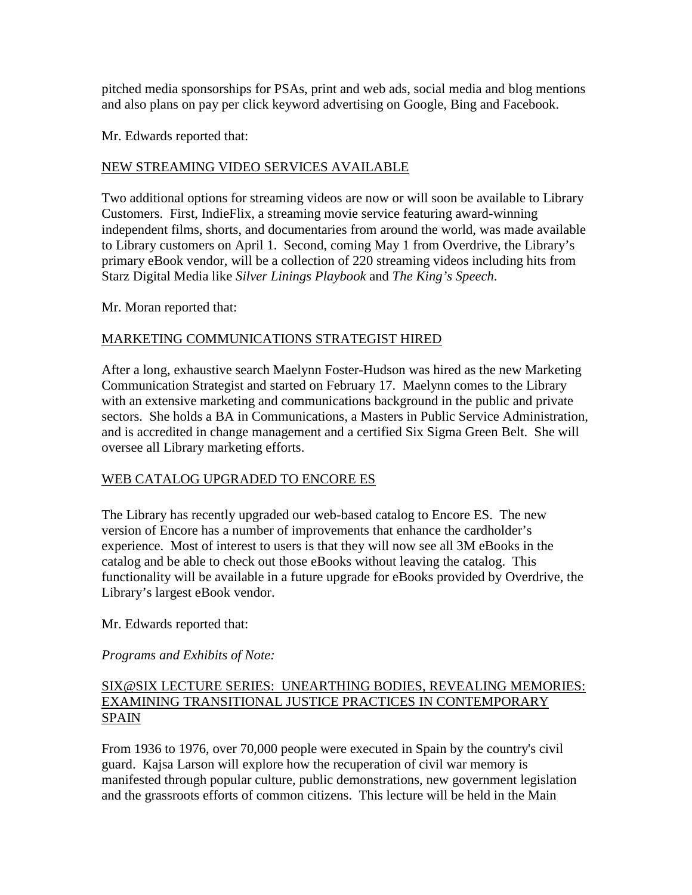pitched media sponsorships for PSAs, print and web ads, social media and blog mentions and also plans on pay per click keyword advertising on Google, Bing and Facebook.

Mr. Edwards reported that:

<u>NEW STREAMING VIDEO SERVICES AVAILABLE</u>

Two additional options for streaming videos are now or will soon be available to Library Customers. First, IndieFlix, a streaming movie service featuring award-winning independent films, shorts, and documentaries from around the world, was made available to Library customers on April 1. Second, coming May 1 from Overdrive, the Library's primary eBook vendor, will be a collection of 220 streaming videos including hits from Starz Digital Media like *Silver Linings Playbook* and *The King's Speech*.

Mr. Moran reported that:

<u>MARKETING COMMUNICATIONS STRATEGIST HIRED</u>

After a long, exhaustive search Maelynn Foster-Hudson was hired as the new Marketing Communication Strategist and started on February 17. Maelynn comes to the Library with an extensive marketing and communications background in the public and private sectors. She holds a BA in Communications, a Masters in Public Service Administration, and is accredited in change management and a certified Six Sigma Green Belt. She will oversee all Library marketing efforts.

<u>WEB CATALOG UPGRADED TO ENCORE ES</u>

The Library has recently upgraded our web-based catalog to Encore ES. The new version of Encore has a number of improvements that enhance the cardholder's experience. Most of interest to users is that they will now see all 3M eBooks in the catalog and be able to check out those eBooks without leaving the catalog. This functionality will be available in a future upgrade for eBooks provided by Overdrive, the Library's largest eBook vendor.

Mr. Edwards reported that:

*Programs and Exhibits of Note:*

<u>SIX@SIX LECTURE SERIES: UNEARTHING BODIES, REVEALING MEMORIES: EXAMINING TRANSITIONAL JUSTICE PRACTICES IN CONTEMPORARY SPAIN</u>

From 1936 to 1976, over 70,000 people were executed in Spain by the country's civil guard. Kajsa Larson will explore how the recuperation of civil war memory is manifested through popular culture, public demonstrations, new government legislation and the grassroots efforts of common citizens. This lecture will be held in the Main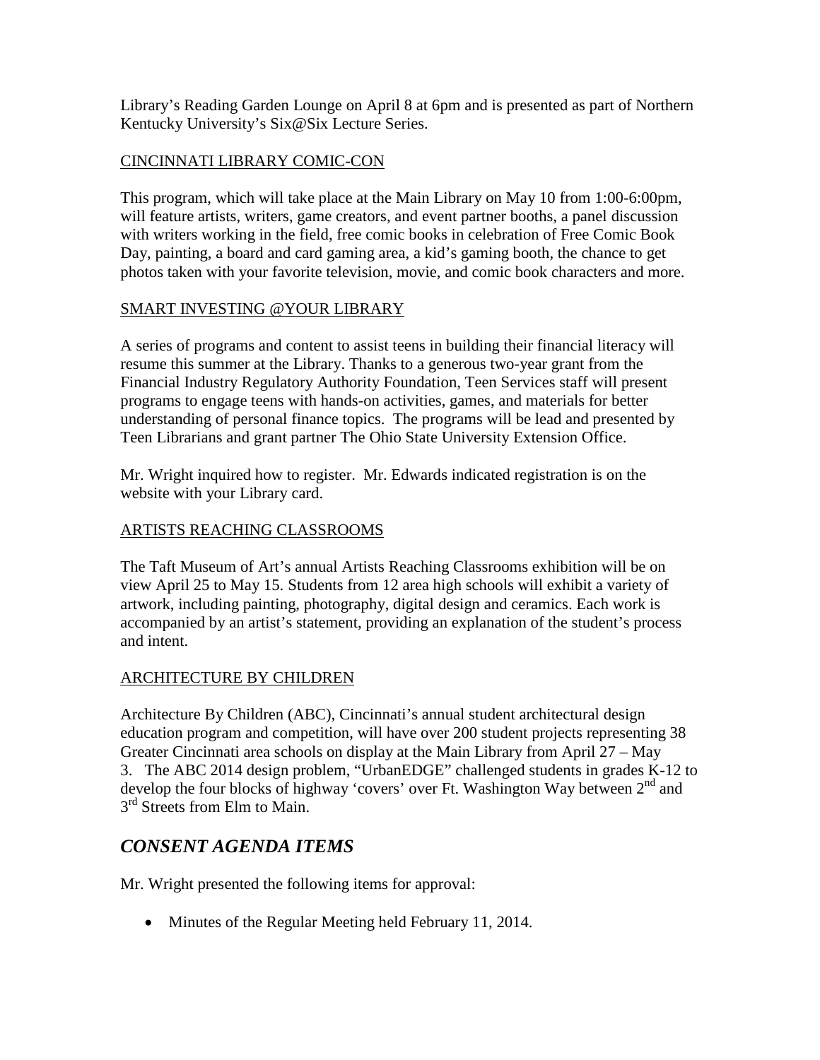Library's Reading Garden Lounge on April 8 at 6pm and is presented as part of Northern Kentucky University's Six@Six Lecture Series.

CINCINNATI LIBRARY COMIC-CON

This program, which will take place at the Main Library on May 10 from 1:00-6:00pm, will feature artists, writers, game creators, and event partner booths, a panel discussion with writers working in the field, free comic books in celebration of Free Comic Book Day, painting, a board and card gaming area, a kid's gaming booth, the chance to get photos taken with your favorite television, movie, and comic book characters and more.

SMART INVESTING @YOUR LIBRARY

A series of programs and content to assist teens in building their financial literacy will resume this summer at the Library. Thanks to a generous two-year grant from the Financial Industry Regulatory Authority Foundation, Teen Services staff will present programs to engage teens with hands-on activities, games, and materials for better understanding of personal finance topics. The programs will be lead and presented by Teen Librarians and grant partner The Ohio State University Extension Office.

Mr. Wright inquired how to register. Mr. Edwards indicated registration is on the website with your Library card.

ARTISTS REACHING CLASSROOMS

The Taft Museum of Art's annual Artists Reaching Classrooms exhibition will be on view April 25 to May 15. Students from 12 area high schools will exhibit a variety of artwork, including painting, photography, digital design and ceramics. Each work is accompanied by an artist's statement, providing an explanation of the student's process and intent.

ARCHITECTURE BY CHILDREN

Architecture By Children (ABC), Cincinnati's annual student architectural design education program and competition, will have over 200 student projects representing 38 Greater Cincinnati area schools on display at the Main Library from April 27 – May 3. The ABC 2014 design problem, "UrbanEDGE" challenged students in grades K-12 to develop the four blocks of highway 'covers' over Ft. Washington Way between 2nd and 3rd Streets from Elm to Main.

## *CONSENT AGENDA ITEMS*

Mr. Wright presented the following items for approval:

- Minutes of the Regular Meeting held February 11, 2014.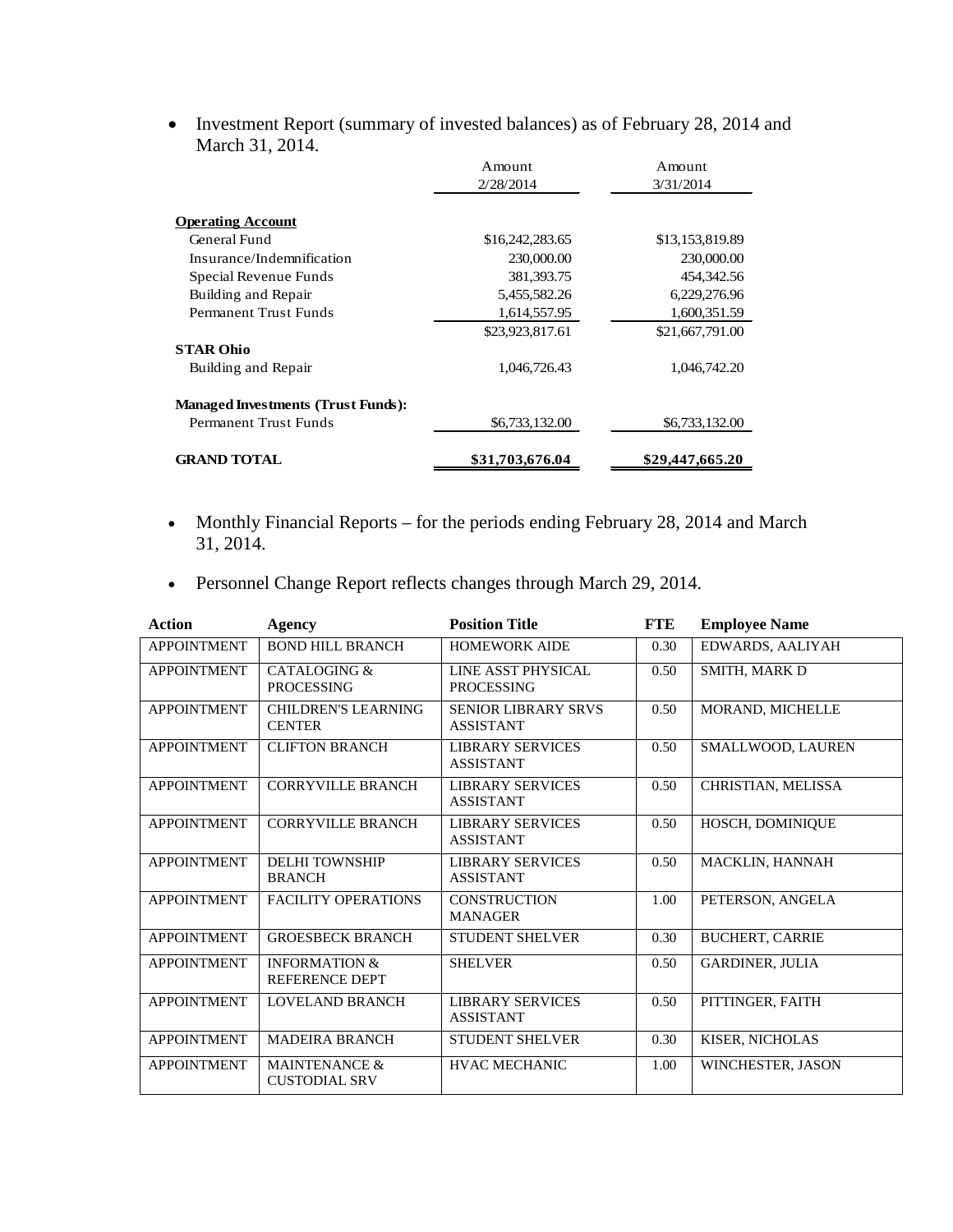- Investment Report (summary of invested balances) as of February 28, 2014 and March 31, 2014.

| | Amount 2/28/2014 | Amount 3/31/2014 |
|---|---|---|
| **Operating Account** | | |
| General Fund | $16,242,283.65 | $13,153,819.89 |
| Insurance/Indemnification | 230,000.00 | 230,000.00 |
| Special Revenue Funds | 381,393.75 | 454,342.56 |
| Building and Repair | 5,455,582.26 | 6,229,276.96 |
| Permanent Trust Funds | 1,614,557.95 | 1,600,351.59 |
| | $23,923,817.61 | $21,667,791.00 |
| **STAR Ohio** | | |
| Building and Repair | 1,046,726.43 | 1,046,742.20 |
| **Managed Investments (Trust Funds):** | | |
| Permanent Trust Funds | $6,733,132.00 | $6,733,132.00 |
| **GRAND TOTAL** | **$31,703,676.04** | **$29,447,665.20** |

- Monthly Financial Reports – for the periods ending February 28, 2014 and March 31, 2014.

- Personnel Change Report reflects changes through March 29, 2014.

| Action | Agency | Position Title | FTE | Employee Name |
|---|---|---|---|---|
| APPOINTMENT | BOND HILL BRANCH | HOMEWORK AIDE | 0.30 | EDWARDS, AALIYAH |
| APPOINTMENT | CATALOGING & PROCESSING | LINE ASST PHYSICAL PROCESSING | 0.50 | SMITH, MARK D |
| APPOINTMENT | CHILDREN'S LEARNING CENTER | SENIOR LIBRARY SRVS ASSISTANT | 0.50 | MORAND, MICHELLE |
| APPOINTMENT | CLIFTON BRANCH | LIBRARY SERVICES ASSISTANT | 0.50 | SMALLWOOD, LAUREN |
| APPOINTMENT | CORRYVILLE BRANCH | LIBRARY SERVICES ASSISTANT | 0.50 | CHRISTIAN, MELISSA |
| APPOINTMENT | CORRYVILLE BRANCH | LIBRARY SERVICES ASSISTANT | 0.50 | HOSCH, DOMINIQUE |
| APPOINTMENT | DELHI TOWNSHIP BRANCH | LIBRARY SERVICES ASSISTANT | 0.50 | MACKLIN, HANNAH |
| APPOINTMENT | FACILITY OPERATIONS | CONSTRUCTION MANAGER | 1.00 | PETERSON, ANGELA |
| APPOINTMENT | GROESBECK BRANCH | STUDENT SHELVER | 0.30 | BUCHERT, CARRIE |
| APPOINTMENT | INFORMATION & REFERENCE DEPT | SHELVER | 0.50 | GARDINER, JULIA |
| APPOINTMENT | LOVELAND BRANCH | LIBRARY SERVICES ASSISTANT | 0.50 | PITTINGER, FAITH |
| APPOINTMENT | MADEIRA BRANCH | STUDENT SHELVER | 0.30 | KISER, NICHOLAS |
| APPOINTMENT | MAINTENANCE & CUSTODIAL SRV | HVAC MECHANIC | 1.00 | WINCHESTER, JASON |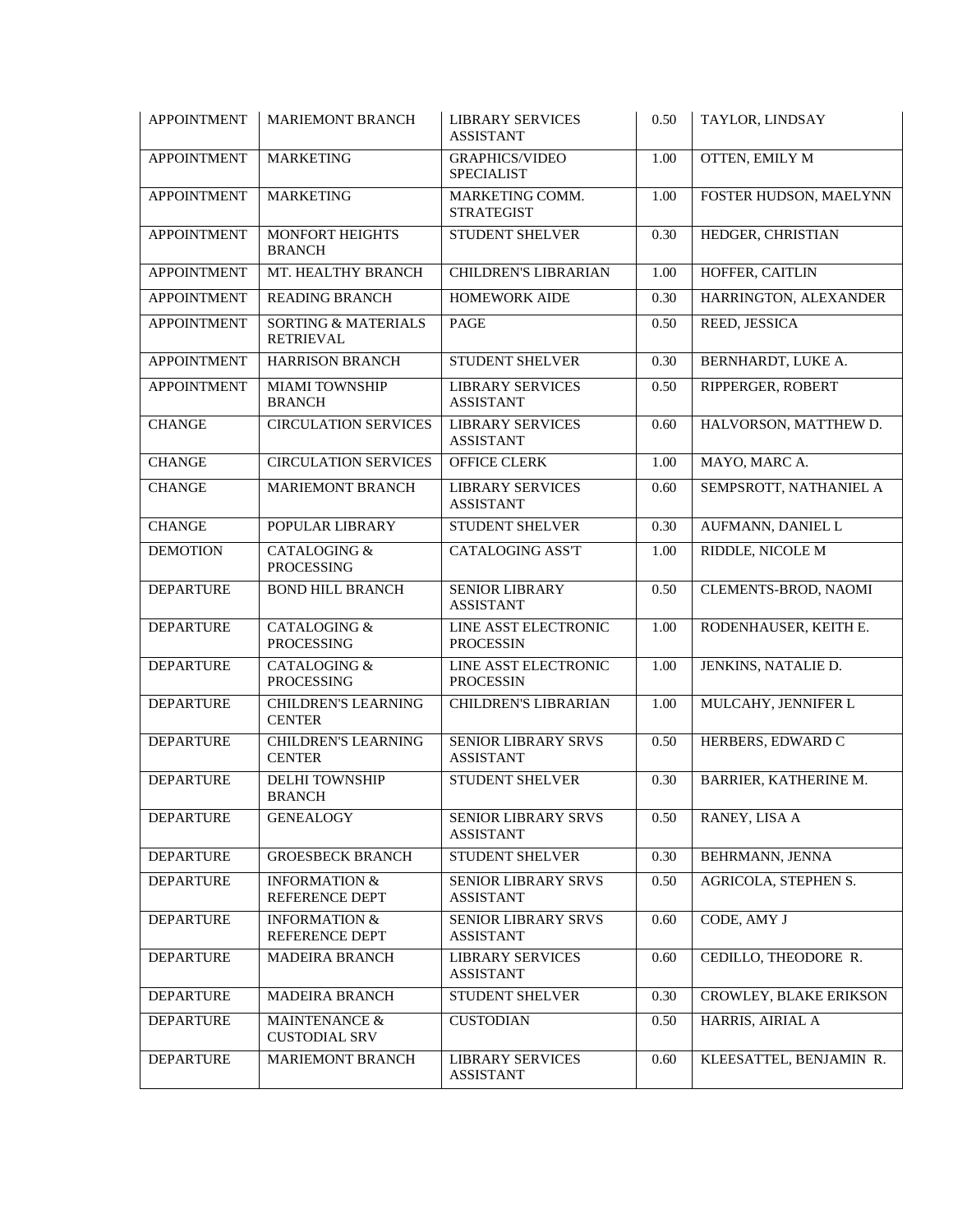| APPOINTMENT | MARIEMONT BRANCH | LIBRARY SERVICES ASSISTANT | 0.50 | TAYLOR, LINDSAY |
|---|---|---|---|---|
| APPOINTMENT | MARKETING | GRAPHICS/VIDEO SPECIALIST | 1.00 | OTTEN, EMILY M |
| APPOINTMENT | MARKETING | MARKETING COMM. STRATEGIST | 1.00 | FOSTER HUDSON, MAELYNN |
| APPOINTMENT | MONFORT HEIGHTS BRANCH | STUDENT SHELVER | 0.30 | HEDGER, CHRISTIAN |
| APPOINTMENT | MT. HEALTHY BRANCH | CHILDREN'S LIBRARIAN | 1.00 | HOFFER, CAITLIN |
| APPOINTMENT | READING BRANCH | HOMEWORK AIDE | 0.30 | HARRINGTON, ALEXANDER |
| APPOINTMENT | SORTING & MATERIALS RETRIEVAL | PAGE | 0.50 | REED, JESSICA |
| APPOINTMENT | HARRISON BRANCH | STUDENT SHELVER | 0.30 | BERNHARDT, LUKE A. |
| APPOINTMENT | MIAMI TOWNSHIP BRANCH | LIBRARY SERVICES ASSISTANT | 0.50 | RIPPERGER, ROBERT |
| CHANGE | CIRCULATION SERVICES | LIBRARY SERVICES ASSISTANT | 0.60 | HALVORSON, MATTHEW D. |
| CHANGE | CIRCULATION SERVICES | OFFICE CLERK | 1.00 | MAYO, MARC A. |
| CHANGE | MARIEMONT BRANCH | LIBRARY SERVICES ASSISTANT | 0.60 | SEMPSROTT, NATHANIEL A |
| CHANGE | POPULAR LIBRARY | STUDENT SHELVER | 0.30 | AUFMANN, DANIEL L |
| DEMOTION | CATALOGING & PROCESSING | CATALOGING ASS'T | 1.00 | RIDDLE, NICOLE M |
| DEPARTURE | BOND HILL BRANCH | SENIOR LIBRARY ASSISTANT | 0.50 | CLEMENTS-BROD, NAOMI |
| DEPARTURE | CATALOGING & PROCESSING | LINE ASST ELECTRONIC PROCESSIN | 1.00 | RODENHAUSER, KEITH E. |
| DEPARTURE | CATALOGING & PROCESSING | LINE ASST ELECTRONIC PROCESSIN | 1.00 | JENKINS, NATALIE D. |
| DEPARTURE | CHILDREN'S LEARNING CENTER | CHILDREN'S LIBRARIAN | 1.00 | MULCAHY, JENNIFER L |
| DEPARTURE | CHILDREN'S LEARNING CENTER | SENIOR LIBRARY SRVS ASSISTANT | 0.50 | HERBERS, EDWARD C |
| DEPARTURE | DELHI TOWNSHIP BRANCH | STUDENT SHELVER | 0.30 | BARRIER, KATHERINE M. |
| DEPARTURE | GENEALOGY | SENIOR LIBRARY SRVS ASSISTANT | 0.50 | RANEY, LISA A |
| DEPARTURE | GROESBECK BRANCH | STUDENT SHELVER | 0.30 | BEHRMANN, JENNA |
| DEPARTURE | INFORMATION & REFERENCE DEPT | SENIOR LIBRARY SRVS ASSISTANT | 0.50 | AGRICOLA, STEPHEN S. |
| DEPARTURE | INFORMATION & REFERENCE DEPT | SENIOR LIBRARY SRVS ASSISTANT | 0.60 | CODE, AMY J |
| DEPARTURE | MADEIRA BRANCH | LIBRARY SERVICES ASSISTANT | 0.60 | CEDILLO, THEODORE R. |
| DEPARTURE | MADEIRA BRANCH | STUDENT SHELVER | 0.30 | CROWLEY, BLAKE ERIKSON |
| DEPARTURE | MAINTENANCE & CUSTODIAL SRV | CUSTODIAN | 0.50 | HARRIS, AIRIAL A |
| DEPARTURE | MARIEMONT BRANCH | LIBRARY SERVICES ASSISTANT | 0.60 | KLEESATTEL, BENJAMIN R. |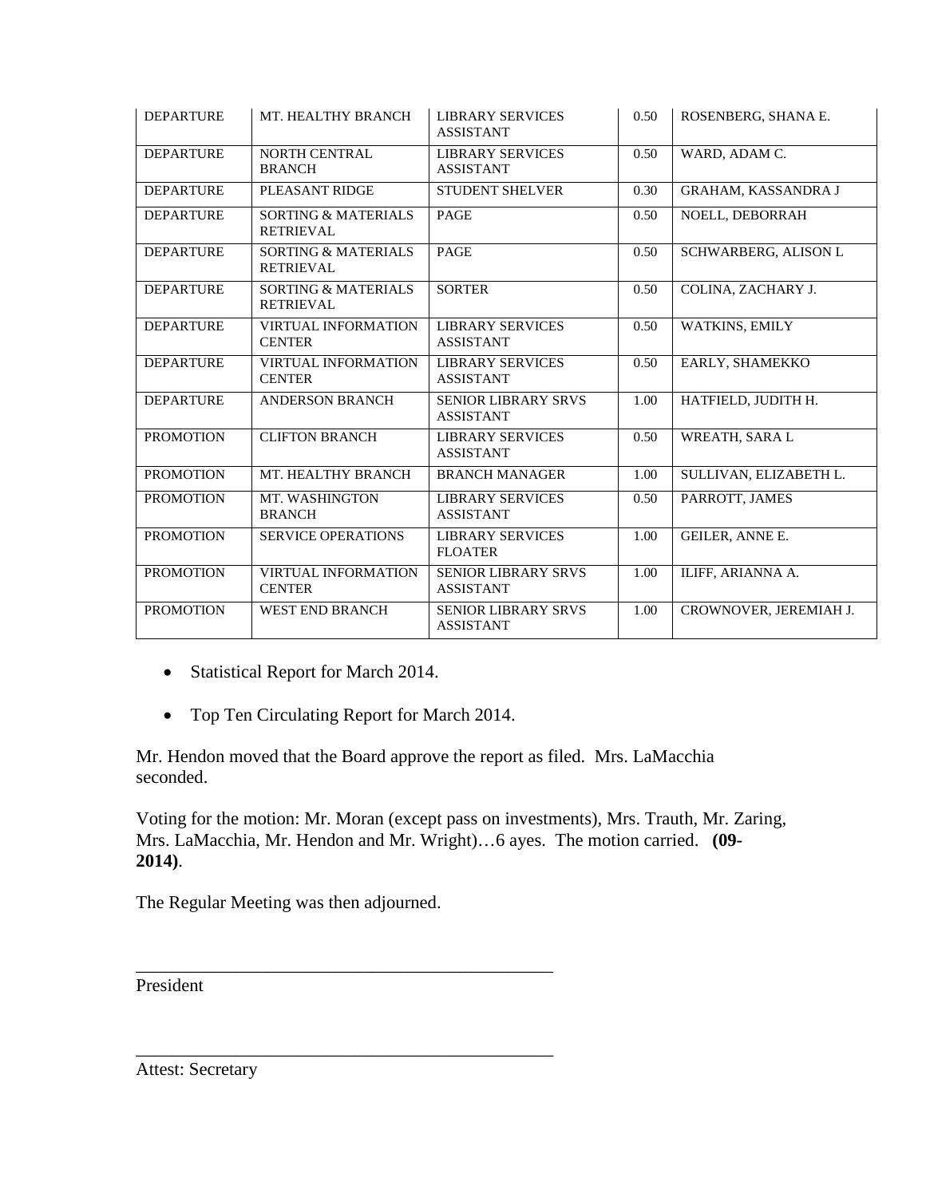| | | | | |
|---|---|---|---|---|
| DEPARTURE | MT. HEALTHY BRANCH | LIBRARY SERVICES ASSISTANT | 0.50 | ROSENBERG, SHANA E. |
| DEPARTURE | NORTH CENTRAL BRANCH | LIBRARY SERVICES ASSISTANT | 0.50 | WARD, ADAM C. |
| DEPARTURE | PLEASANT RIDGE | STUDENT SHELVER | 0.30 | GRAHAM, KASSANDRA J |
| DEPARTURE | SORTING & MATERIALS RETRIEVAL | PAGE | 0.50 | NOELL, DEBORRAH |
| DEPARTURE | SORTING & MATERIALS RETRIEVAL | PAGE | 0.50 | SCHWARBERG, ALISON L |
| DEPARTURE | SORTING & MATERIALS RETRIEVAL | SORTER | 0.50 | COLINA, ZACHARY J. |
| DEPARTURE | VIRTUAL INFORMATION CENTER | LIBRARY SERVICES ASSISTANT | 0.50 | WATKINS, EMILY |
| DEPARTURE | VIRTUAL INFORMATION CENTER | LIBRARY SERVICES ASSISTANT | 0.50 | EARLY, SHAMEKKO |
| DEPARTURE | ANDERSON BRANCH | SENIOR LIBRARY SRVS ASSISTANT | 1.00 | HATFIELD, JUDITH H. |
| PROMOTION | CLIFTON BRANCH | LIBRARY SERVICES ASSISTANT | 0.50 | WREATH, SARA L |
| PROMOTION | MT. HEALTHY BRANCH | BRANCH MANAGER | 1.00 | SULLIVAN, ELIZABETH L. |
| PROMOTION | MT. WASHINGTON BRANCH | LIBRARY SERVICES ASSISTANT | 0.50 | PARROTT, JAMES |
| PROMOTION | SERVICE OPERATIONS | LIBRARY SERVICES FLOATER | 1.00 | GEILER, ANNE E. |
| PROMOTION | VIRTUAL INFORMATION CENTER | SENIOR LIBRARY SRVS ASSISTANT | 1.00 | ILIFF, ARIANNA A. |
| PROMOTION | WEST END BRANCH | SENIOR LIBRARY SRVS ASSISTANT | 1.00 | CROWNOVER, JEREMIAH J. |

- Statistical Report for March 2014.
- Top Ten Circulating Report for March 2014.

Mr. Hendon moved that the Board approve the report as filed. Mrs. LaMacchia seconded.

Voting for the motion: Mr. Moran (except pass on investments), Mrs. Trauth, Mr. Zaring, Mrs. LaMacchia, Mr. Hendon and Mr. Wright)…6 ayes. The motion carried. **(09-2014)**.

The Regular Meeting was then adjourned.

_______________________________________________
President

_______________________________________________
Attest: Secretary